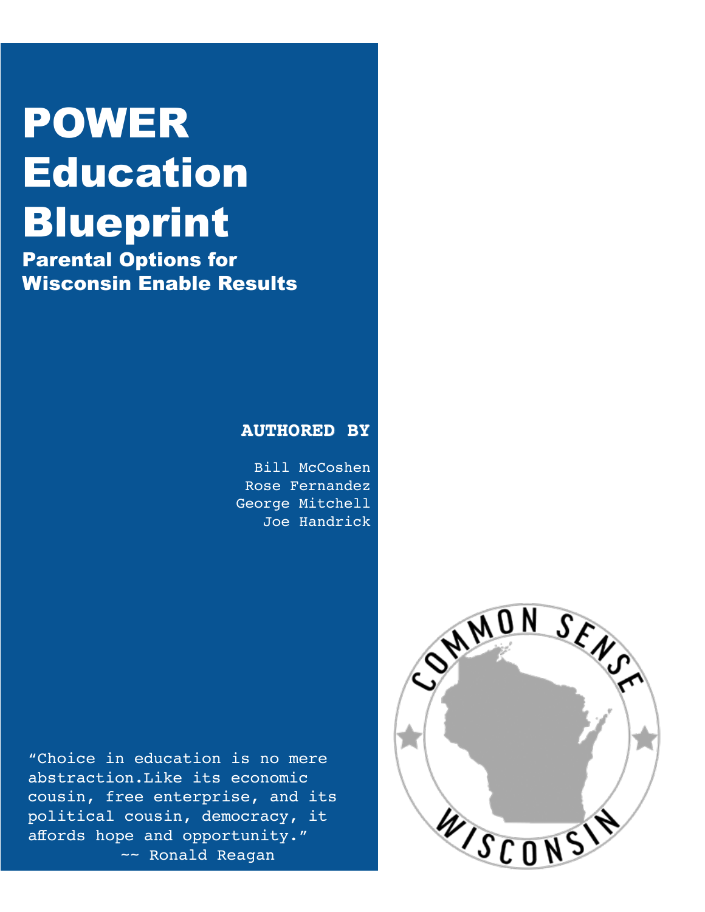# POWER Education Blueprint

## Parental Options for Wisconsin Enable Results

**AUTHORED BY**

Bill McCoshen
Rose Fernandez
George Mitchell
Joe Handrick

"Choice in education is no mere abstraction.Like its economic cousin, free enterprise, and its political cousin, democracy, it affords hope and opportunity."
~~ Ronald Reagan

COMMON SENSE WISCONSIN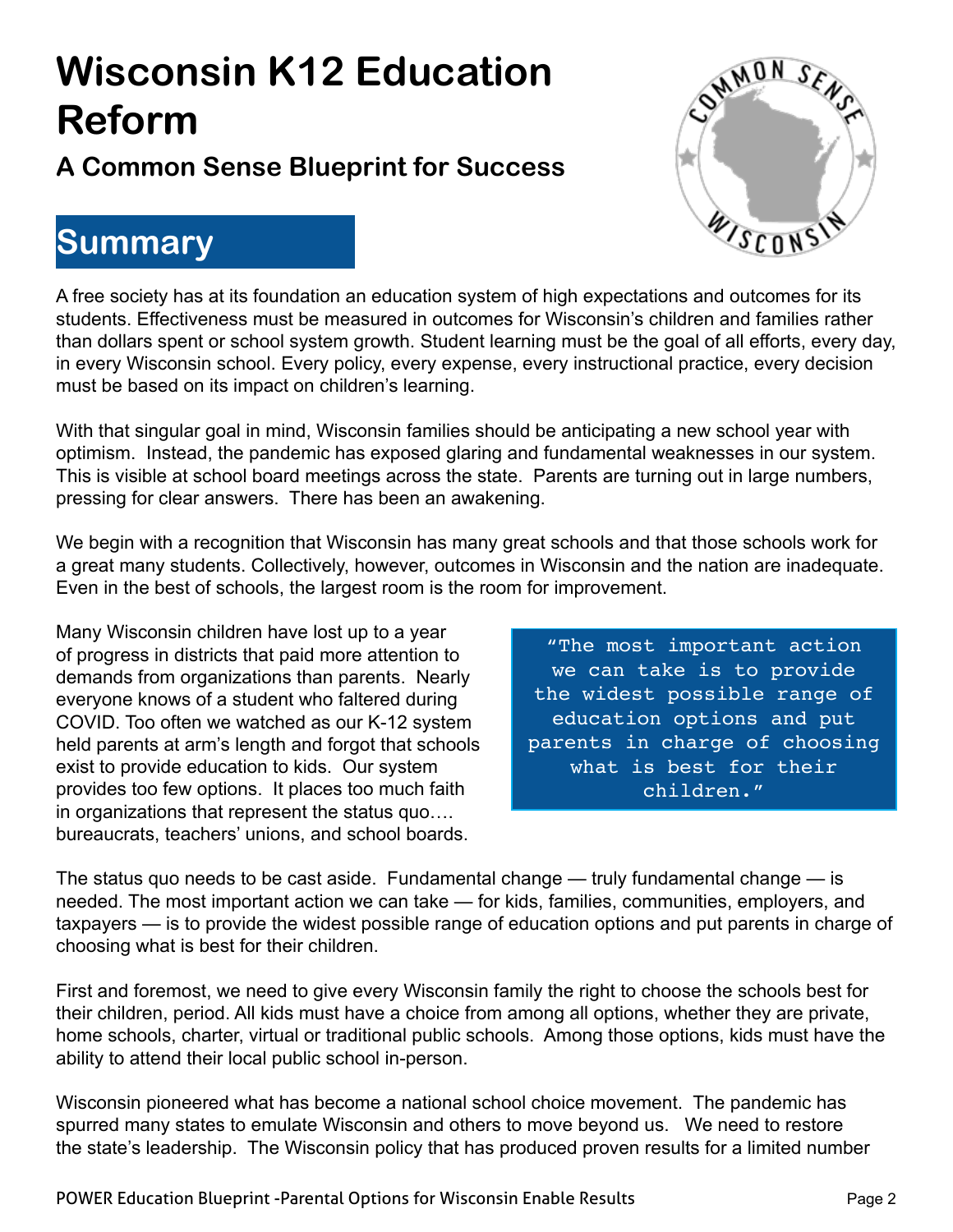# Wisconsin K12 Education Reform

### A Common Sense Blueprint for Success

## Summary

A free society has at its foundation an education system of high expectations and outcomes for its students. Effectiveness must be measured in outcomes for Wisconsin's children and families rather than dollars spent or school system growth. Student learning must be the goal of all efforts, every day, in every Wisconsin school. Every policy, every expense, every instructional practice, every decision must be based on its impact on children's learning.

With that singular goal in mind, Wisconsin families should be anticipating a new school year with optimism. Instead, the pandemic has exposed glaring and fundamental weaknesses in our system. This is visible at school board meetings across the state. Parents are turning out in large numbers, pressing for clear answers. There has been an awakening.

We begin with a recognition that Wisconsin has many great schools and that those schools work for a great many students. Collectively, however, outcomes in Wisconsin and the nation are inadequate. Even in the best of schools, the largest room is the room for improvement.

Many Wisconsin children have lost up to a year of progress in districts that paid more attention to demands from organizations than parents. Nearly everyone knows of a student who faltered during COVID. Too often we watched as our K-12 system held parents at arm's length and forgot that schools exist to provide education to kids. Our system provides too few options. It places too much faith in organizations that represent the status quo…. bureaucrats, teachers' unions, and school boards.

> "The most important action we can take is to provide the widest possible range of education options and put parents in charge of choosing what is best for their children."

The status quo needs to be cast aside. Fundamental change — truly fundamental change — is needed. The most important action we can take — for kids, families, communities, employers, and taxpayers — is to provide the widest possible range of education options and put parents in charge of choosing what is best for their children.

First and foremost, we need to give every Wisconsin family the right to choose the schools best for their children, period. All kids must have a choice from among all options, whether they are private, home schools, charter, virtual or traditional public schools. Among those options, kids must have the ability to attend their local public school in-person.

Wisconsin pioneered what has become a national school choice movement. The pandemic has spurred many states to emulate Wisconsin and others to move beyond us. We need to restore the state's leadership. The Wisconsin policy that has produced proven results for a limited number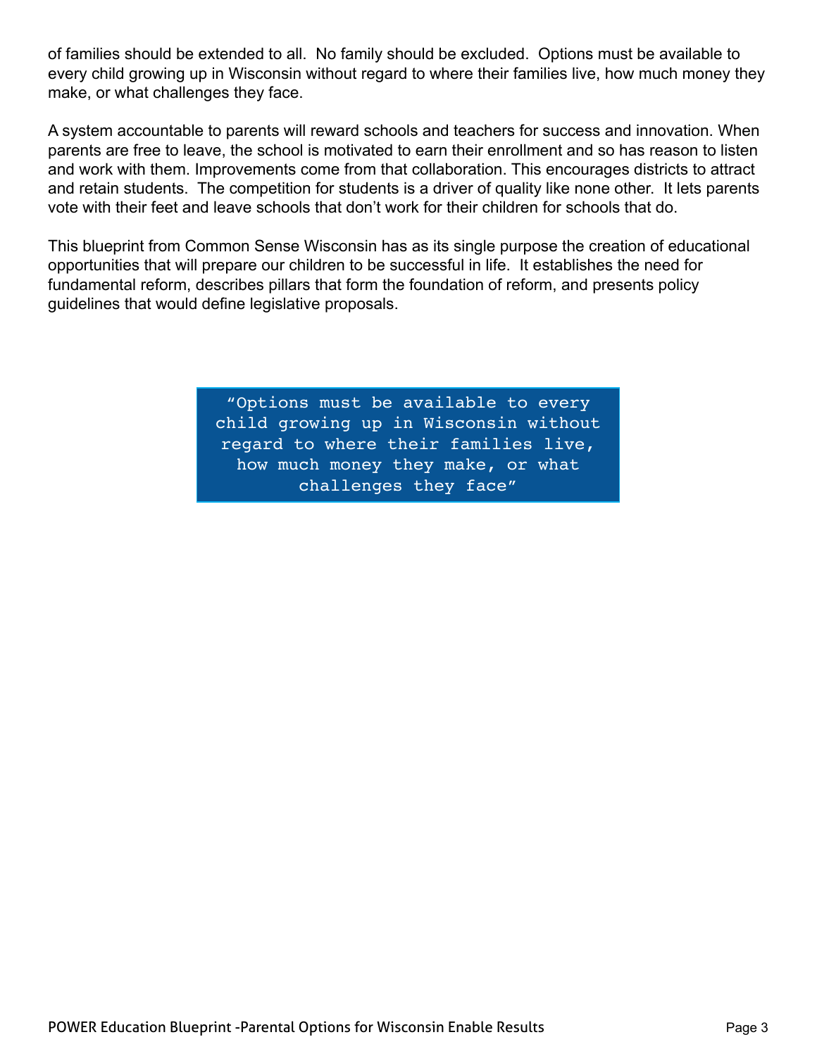of families should be extended to all. No family should be excluded. Options must be available to every child growing up in Wisconsin without regard to where their families live, how much money they make, or what challenges they face.

A system accountable to parents will reward schools and teachers for success and innovation. When parents are free to leave, the school is motivated to earn their enrollment and so has reason to listen and work with them. Improvements come from that collaboration. This encourages districts to attract and retain students. The competition for students is a driver of quality like none other. It lets parents vote with their feet and leave schools that don't work for their children for schools that do.

This blueprint from Common Sense Wisconsin has as its single purpose the creation of educational opportunities that will prepare our children to be successful in life. It establishes the need for fundamental reform, describes pillars that form the foundation of reform, and presents policy guidelines that would define legislative proposals.

> "Options must be available to every child growing up in Wisconsin without regard to where their families live, how much money they make, or what challenges they face"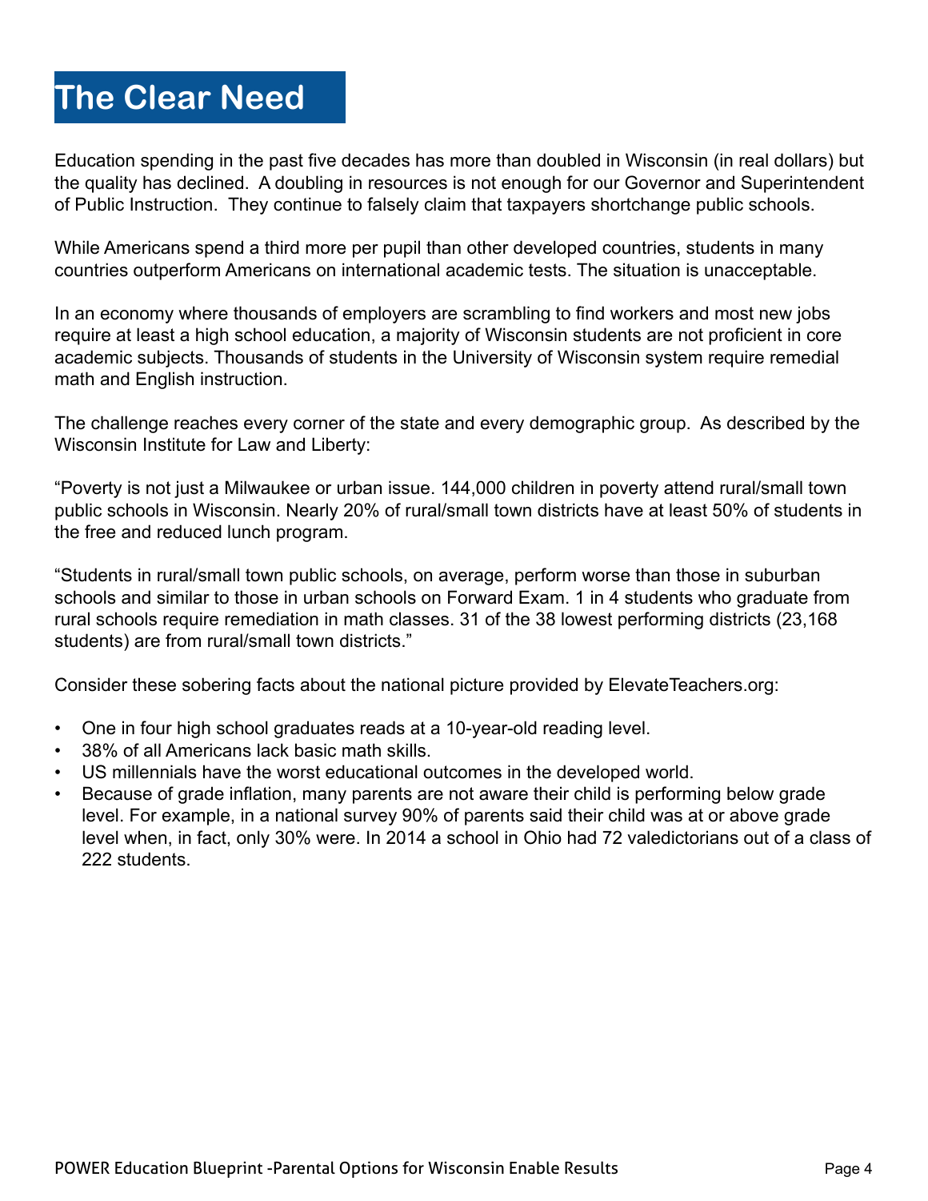# The Clear Need

Education spending in the past five decades has more than doubled in Wisconsin (in real dollars) but the quality has declined. A doubling in resources is not enough for our Governor and Superintendent of Public Instruction. They continue to falsely claim that taxpayers shortchange public schools.

While Americans spend a third more per pupil than other developed countries, students in many countries outperform Americans on international academic tests. The situation is unacceptable.

In an economy where thousands of employers are scrambling to find workers and most new jobs require at least a high school education, a majority of Wisconsin students are not proficient in core academic subjects. Thousands of students in the University of Wisconsin system require remedial math and English instruction.

The challenge reaches every corner of the state and every demographic group. As described by the Wisconsin Institute for Law and Liberty:

"Poverty is not just a Milwaukee or urban issue. 144,000 children in poverty attend rural/small town public schools in Wisconsin. Nearly 20% of rural/small town districts have at least 50% of students in the free and reduced lunch program.

"Students in rural/small town public schools, on average, perform worse than those in suburban schools and similar to those in urban schools on Forward Exam. 1 in 4 students who graduate from rural schools require remediation in math classes. 31 of the 38 lowest performing districts (23,168 students) are from rural/small town districts."

Consider these sobering facts about the national picture provided by ElevateTeachers.org:

- One in four high school graduates reads at a 10-year-old reading level.
- 38% of all Americans lack basic math skills.
- US millennials have the worst educational outcomes in the developed world.
- Because of grade inflation, many parents are not aware their child is performing below grade level. For example, in a national survey 90% of parents said their child was at or above grade level when, in fact, only 30% were. In 2014 a school in Ohio had 72 valedictorians out of a class of 222 students.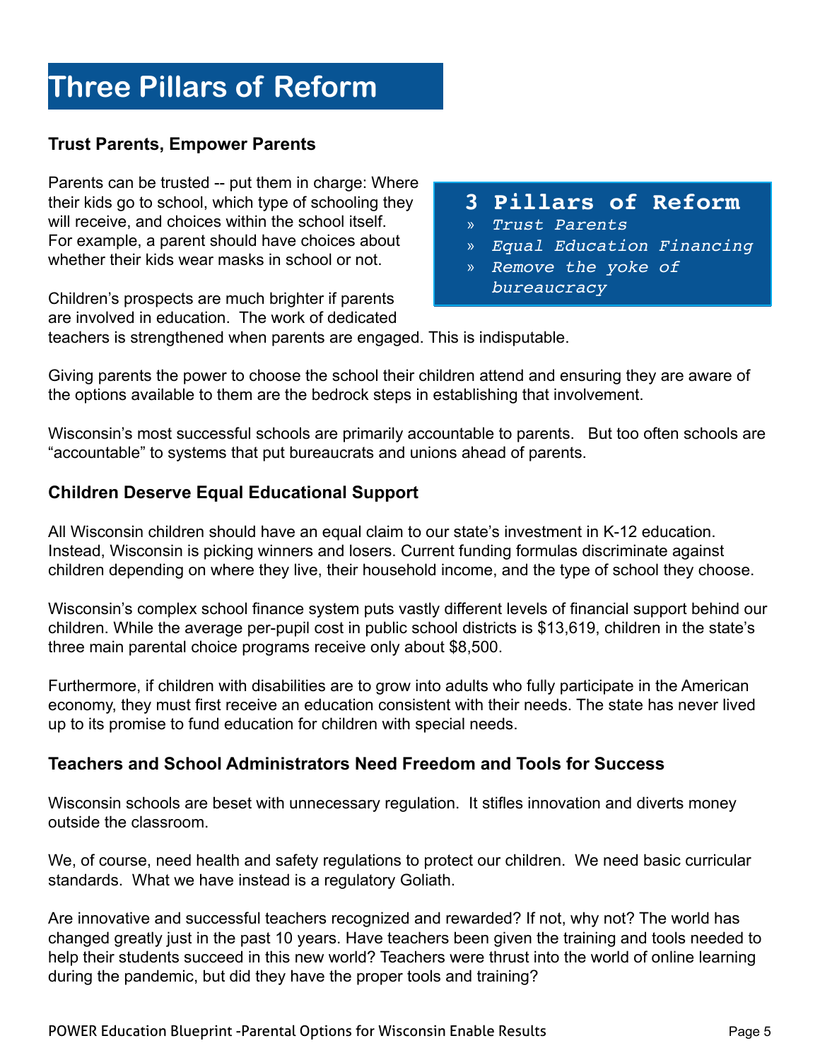# Three Pillars of Reform

### Trust Parents, Empower Parents

Parents can be trusted -- put them in charge: Where their kids go to school, which type of schooling they will receive, and choices within the school itself. For example, a parent should have choices about whether their kids wear masks in school or not.

> **3 Pillars of Reform**
> » *Trust Parents*
> » *Equal Education Financing*
> » *Remove the yoke of bureaucracy*

Children's prospects are much brighter if parents are involved in education. The work of dedicated teachers is strengthened when parents are engaged. This is indisputable.

Giving parents the power to choose the school their children attend and ensuring they are aware of the options available to them are the bedrock steps in establishing that involvement.

Wisconsin's most successful schools are primarily accountable to parents. But too often schools are "accountable" to systems that put bureaucrats and unions ahead of parents.

### Children Deserve Equal Educational Support

All Wisconsin children should have an equal claim to our state's investment in K-12 education. Instead, Wisconsin is picking winners and losers. Current funding formulas discriminate against children depending on where they live, their household income, and the type of school they choose.

Wisconsin's complex school finance system puts vastly different levels of financial support behind our children. While the average per-pupil cost in public school districts is $13,619, children in the state's three main parental choice programs receive only about $8,500.

Furthermore, if children with disabilities are to grow into adults who fully participate in the American economy, they must first receive an education consistent with their needs. The state has never lived up to its promise to fund education for children with special needs.

### Teachers and School Administrators Need Freedom and Tools for Success

Wisconsin schools are beset with unnecessary regulation. It stifles innovation and diverts money outside the classroom.

We, of course, need health and safety regulations to protect our children. We need basic curricular standards. What we have instead is a regulatory Goliath.

Are innovative and successful teachers recognized and rewarded? If not, why not? The world has changed greatly just in the past 10 years. Have teachers been given the training and tools needed to help their students succeed in this new world? Teachers were thrust into the world of online learning during the pandemic, but did they have the proper tools and training?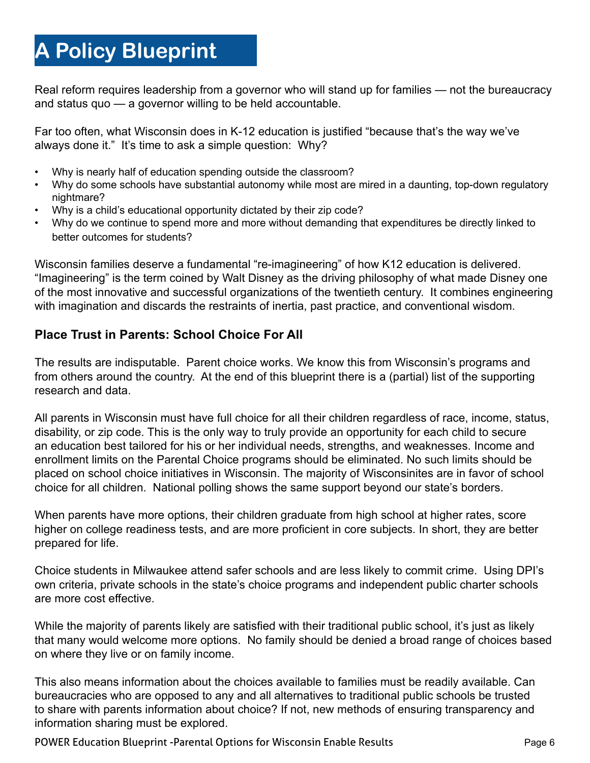# A Policy Blueprint

Real reform requires leadership from a governor who will stand up for families — not the bureaucracy and status quo — a governor willing to be held accountable.

Far too often, what Wisconsin does in K-12 education is justified "because that's the way we've always done it." It's time to ask a simple question: Why?

- Why is nearly half of education spending outside the classroom?
- Why do some schools have substantial autonomy while most are mired in a daunting, top-down regulatory nightmare?
- Why is a child's educational opportunity dictated by their zip code?
- Why do we continue to spend more and more without demanding that expenditures be directly linked to better outcomes for students?

Wisconsin families deserve a fundamental "re-imagineering" of how K12 education is delivered. "Imagineering" is the term coined by Walt Disney as the driving philosophy of what made Disney one of the most innovative and successful organizations of the twentieth century. It combines engineering with imagination and discards the restraints of inertia, past practice, and conventional wisdom.

### Place Trust in Parents: School Choice For All

The results are indisputable. Parent choice works. We know this from Wisconsin's programs and from others around the country. At the end of this blueprint there is a (partial) list of the supporting research and data.

All parents in Wisconsin must have full choice for all their children regardless of race, income, status, disability, or zip code. This is the only way to truly provide an opportunity for each child to secure an education best tailored for his or her individual needs, strengths, and weaknesses. Income and enrollment limits on the Parental Choice programs should be eliminated. No such limits should be placed on school choice initiatives in Wisconsin. The majority of Wisconsinites are in favor of school choice for all children. National polling shows the same support beyond our state's borders.

When parents have more options, their children graduate from high school at higher rates, score higher on college readiness tests, and are more proficient in core subjects. In short, they are better prepared for life.

Choice students in Milwaukee attend safer schools and are less likely to commit crime. Using DPI's own criteria, private schools in the state's choice programs and independent public charter schools are more cost effective.

While the majority of parents likely are satisfied with their traditional public school, it's just as likely that many would welcome more options. No family should be denied a broad range of choices based on where they live or on family income.

This also means information about the choices available to families must be readily available. Can bureaucracies who are opposed to any and all alternatives to traditional public schools be trusted to share with parents information about choice? If not, new methods of ensuring transparency and information sharing must be explored.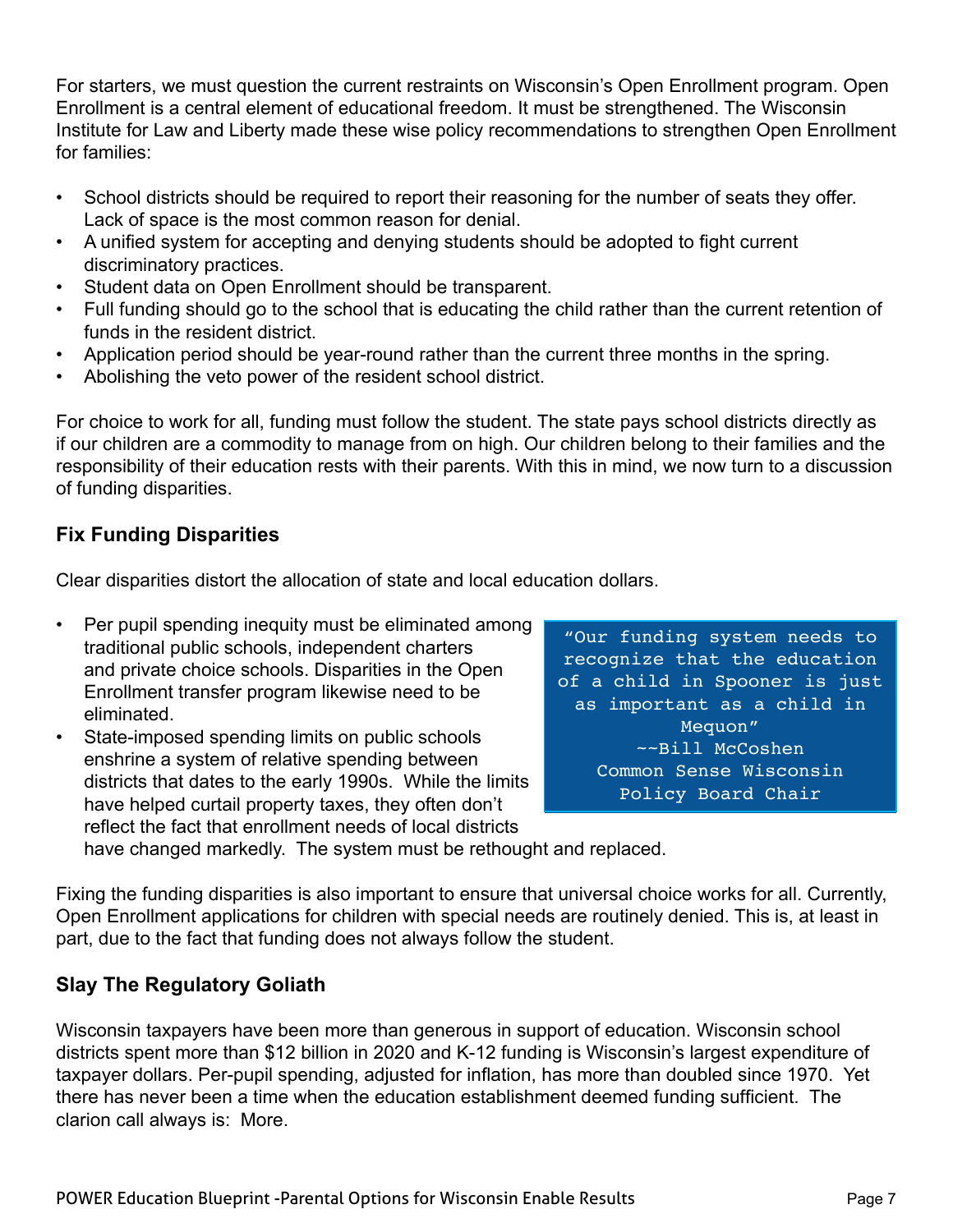For starters, we must question the current restraints on Wisconsin's Open Enrollment program. Open Enrollment is a central element of educational freedom. It must be strengthened. The Wisconsin Institute for Law and Liberty made these wise policy recommendations to strengthen Open Enrollment for families:

- School districts should be required to report their reasoning for the number of seats they offer. Lack of space is the most common reason for denial.
- A unified system for accepting and denying students should be adopted to fight current discriminatory practices.
- Student data on Open Enrollment should be transparent.
- Full funding should go to the school that is educating the child rather than the current retention of funds in the resident district.
- Application period should be year-round rather than the current three months in the spring.
- Abolishing the veto power of the resident school district.

For choice to work for all, funding must follow the student. The state pays school districts directly as if our children are a commodity to manage from on high. Our children belong to their families and the responsibility of their education rests with their parents. With this in mind, we now turn to a discussion of funding disparities.

## Fix Funding Disparities

Clear disparities distort the allocation of state and local education dollars.

- Per pupil spending inequity must be eliminated among traditional public schools, independent charters and private choice schools. Disparities in the Open Enrollment transfer program likewise need to be eliminated.
- State-imposed spending limits on public schools enshrine a system of relative spending between districts that dates to the early 1990s. While the limits have helped curtail property taxes, they often don't reflect the fact that enrollment needs of local districts have changed markedly. The system must be rethought and replaced.

> "Our funding system needs to recognize that the education of a child in Spooner is just as important as a child in Mequon"
> ~~Bill McCoshen
> Common Sense Wisconsin
> Policy Board Chair

Fixing the funding disparities is also important to ensure that universal choice works for all. Currently, Open Enrollment applications for children with special needs are routinely denied. This is, at least in part, due to the fact that funding does not always follow the student.

## Slay The Regulatory Goliath

Wisconsin taxpayers have been more than generous in support of education. Wisconsin school districts spent more than $12 billion in 2020 and K-12 funding is Wisconsin's largest expenditure of taxpayer dollars. Per-pupil spending, adjusted for inflation, has more than doubled since 1970. Yet there has never been a time when the education establishment deemed funding sufficient. The clarion call always is: More.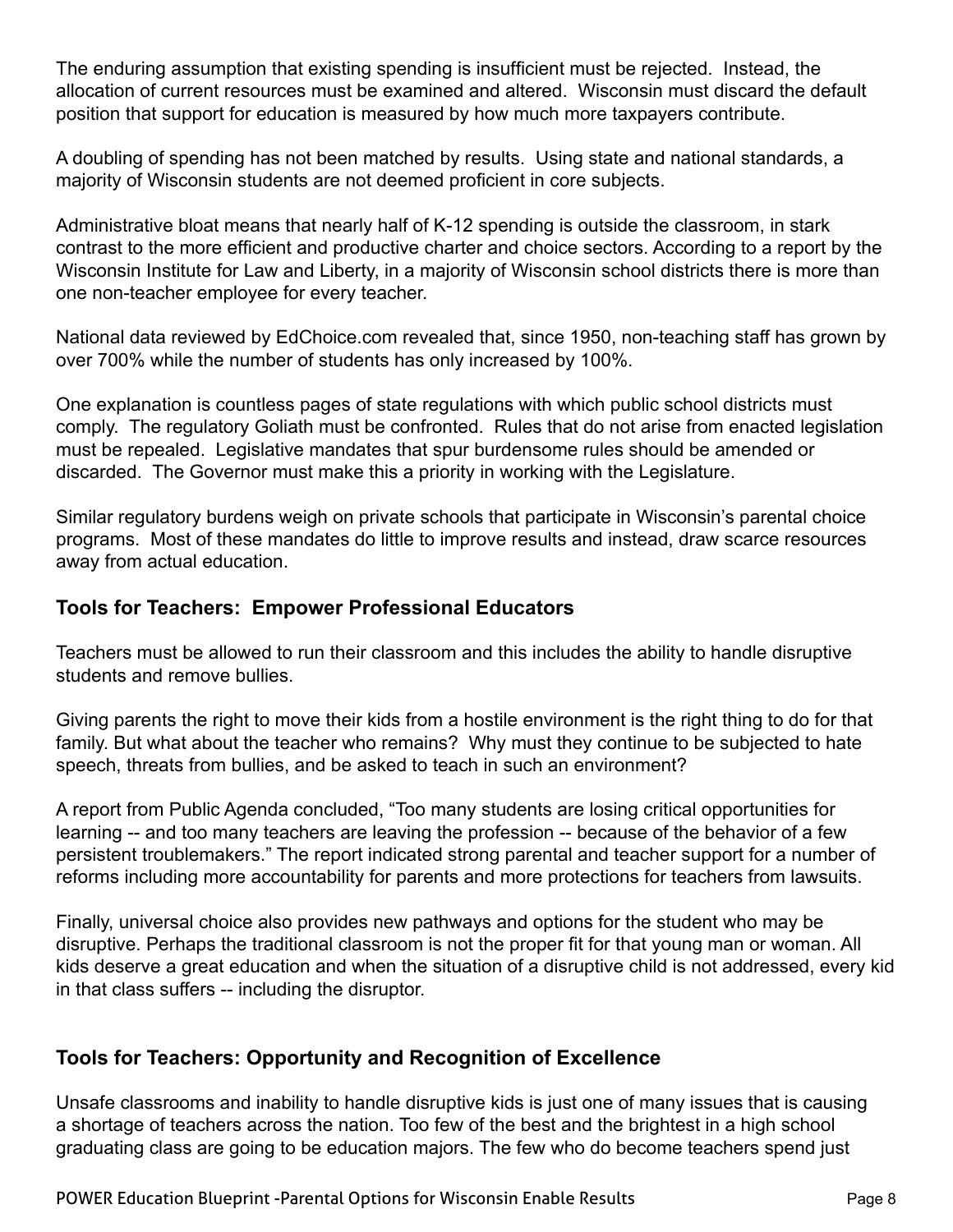The enduring assumption that existing spending is insufficient must be rejected. Instead, the allocation of current resources must be examined and altered. Wisconsin must discard the default position that support for education is measured by how much more taxpayers contribute.

A doubling of spending has not been matched by results. Using state and national standards, a majority of Wisconsin students are not deemed proficient in core subjects.

Administrative bloat means that nearly half of K-12 spending is outside the classroom, in stark contrast to the more efficient and productive charter and choice sectors. According to a report by the Wisconsin Institute for Law and Liberty, in a majority of Wisconsin school districts there is more than one non-teacher employee for every teacher.

National data reviewed by EdChoice.com revealed that, since 1950, non-teaching staff has grown by over 700% while the number of students has only increased by 100%.

One explanation is countless pages of state regulations with which public school districts must comply. The regulatory Goliath must be confronted. Rules that do not arise from enacted legislation must be repealed. Legislative mandates that spur burdensome rules should be amended or discarded. The Governor must make this a priority in working with the Legislature.

Similar regulatory burdens weigh on private schools that participate in Wisconsin's parental choice programs. Most of these mandates do little to improve results and instead, draw scarce resources away from actual education.

### Tools for Teachers: Empower Professional Educators

Teachers must be allowed to run their classroom and this includes the ability to handle disruptive students and remove bullies.

Giving parents the right to move their kids from a hostile environment is the right thing to do for that family. But what about the teacher who remains? Why must they continue to be subjected to hate speech, threats from bullies, and be asked to teach in such an environment?

A report from Public Agenda concluded, "Too many students are losing critical opportunities for learning -- and too many teachers are leaving the profession -- because of the behavior of a few persistent troublemakers." The report indicated strong parental and teacher support for a number of reforms including more accountability for parents and more protections for teachers from lawsuits.

Finally, universal choice also provides new pathways and options for the student who may be disruptive. Perhaps the traditional classroom is not the proper fit for that young man or woman. All kids deserve a great education and when the situation of a disruptive child is not addressed, every kid in that class suffers -- including the disruptor.

### Tools for Teachers: Opportunity and Recognition of Excellence

Unsafe classrooms and inability to handle disruptive kids is just one of many issues that is causing a shortage of teachers across the nation. Too few of the best and the brightest in a high school graduating class are going to be education majors. The few who do become teachers spend just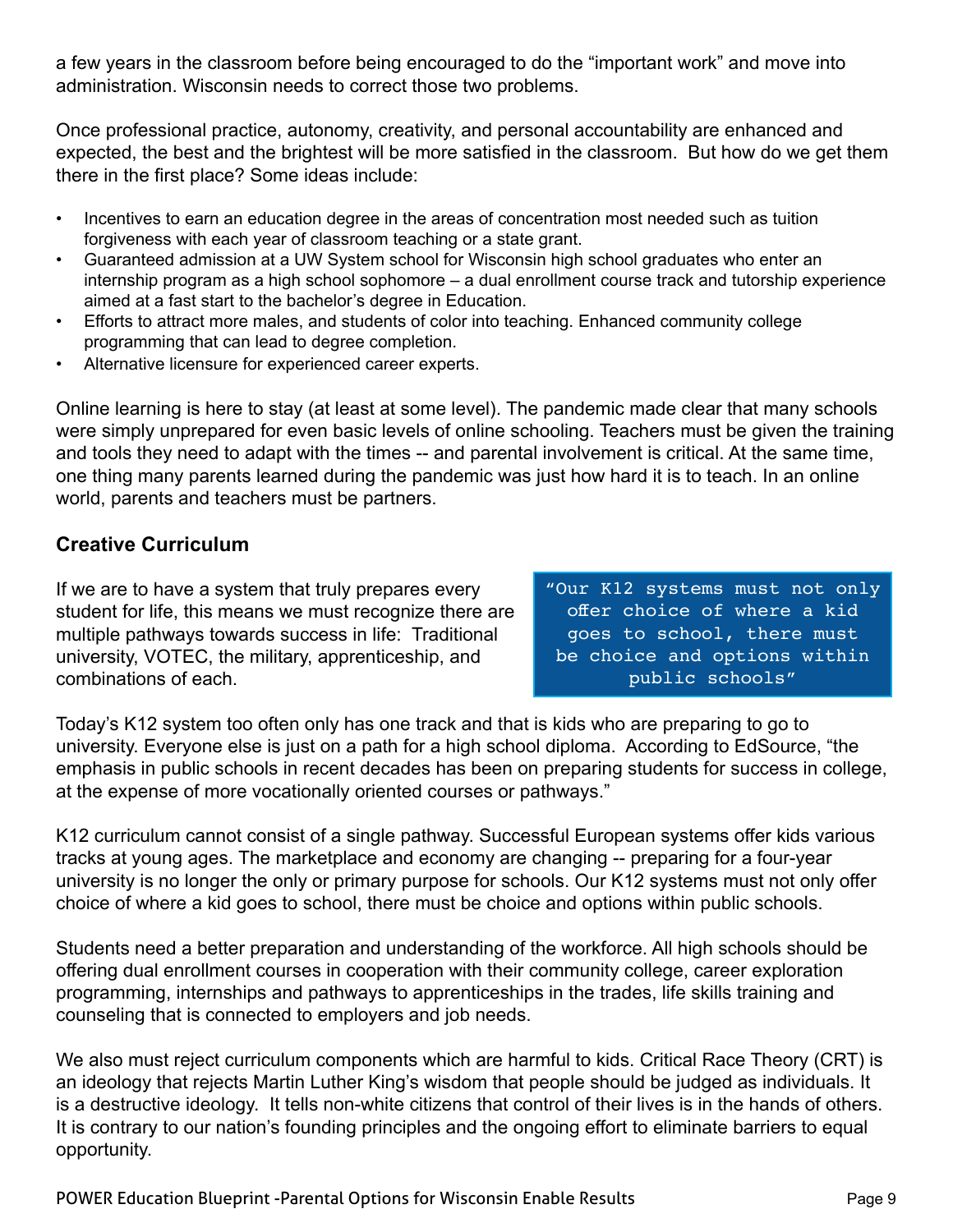a few years in the classroom before being encouraged to do the "important work" and move into administration. Wisconsin needs to correct those two problems.

Once professional practice, autonomy, creativity, and personal accountability are enhanced and expected, the best and the brightest will be more satisfied in the classroom. But how do we get them there in the first place? Some ideas include:

- Incentives to earn an education degree in the areas of concentration most needed such as tuition forgiveness with each year of classroom teaching or a state grant.
- Guaranteed admission at a UW System school for Wisconsin high school graduates who enter an internship program as a high school sophomore – a dual enrollment course track and tutorship experience aimed at a fast start to the bachelor's degree in Education.
- Efforts to attract more males, and students of color into teaching. Enhanced community college programming that can lead to degree completion.
- Alternative licensure for experienced career experts.

Online learning is here to stay (at least at some level). The pandemic made clear that many schools were simply unprepared for even basic levels of online schooling. Teachers must be given the training and tools they need to adapt with the times -- and parental involvement is critical. At the same time, one thing many parents learned during the pandemic was just how hard it is to teach. In an online world, parents and teachers must be partners.

## Creative Curriculum

If we are to have a system that truly prepares every student for life, this means we must recognize there are multiple pathways towards success in life: Traditional university, VOTEC, the military, apprenticeship, and combinations of each.

> "Our K12 systems must not only offer choice of where a kid goes to school, there must be choice and options within public schools"

Today's K12 system too often only has one track and that is kids who are preparing to go to university. Everyone else is just on a path for a high school diploma. According to EdSource, "the emphasis in public schools in recent decades has been on preparing students for success in college, at the expense of more vocationally oriented courses or pathways."

K12 curriculum cannot consist of a single pathway. Successful European systems offer kids various tracks at young ages. The marketplace and economy are changing -- preparing for a four-year university is no longer the only or primary purpose for schools. Our K12 systems must not only offer choice of where a kid goes to school, there must be choice and options within public schools.

Students need a better preparation and understanding of the workforce. All high schools should be offering dual enrollment courses in cooperation with their community college, career exploration programming, internships and pathways to apprenticeships in the trades, life skills training and counseling that is connected to employers and job needs.

We also must reject curriculum components which are harmful to kids. Critical Race Theory (CRT) is an ideology that rejects Martin Luther King's wisdom that people should be judged as individuals. It is a destructive ideology. It tells non-white citizens that control of their lives is in the hands of others. It is contrary to our nation's founding principles and the ongoing effort to eliminate barriers to equal opportunity.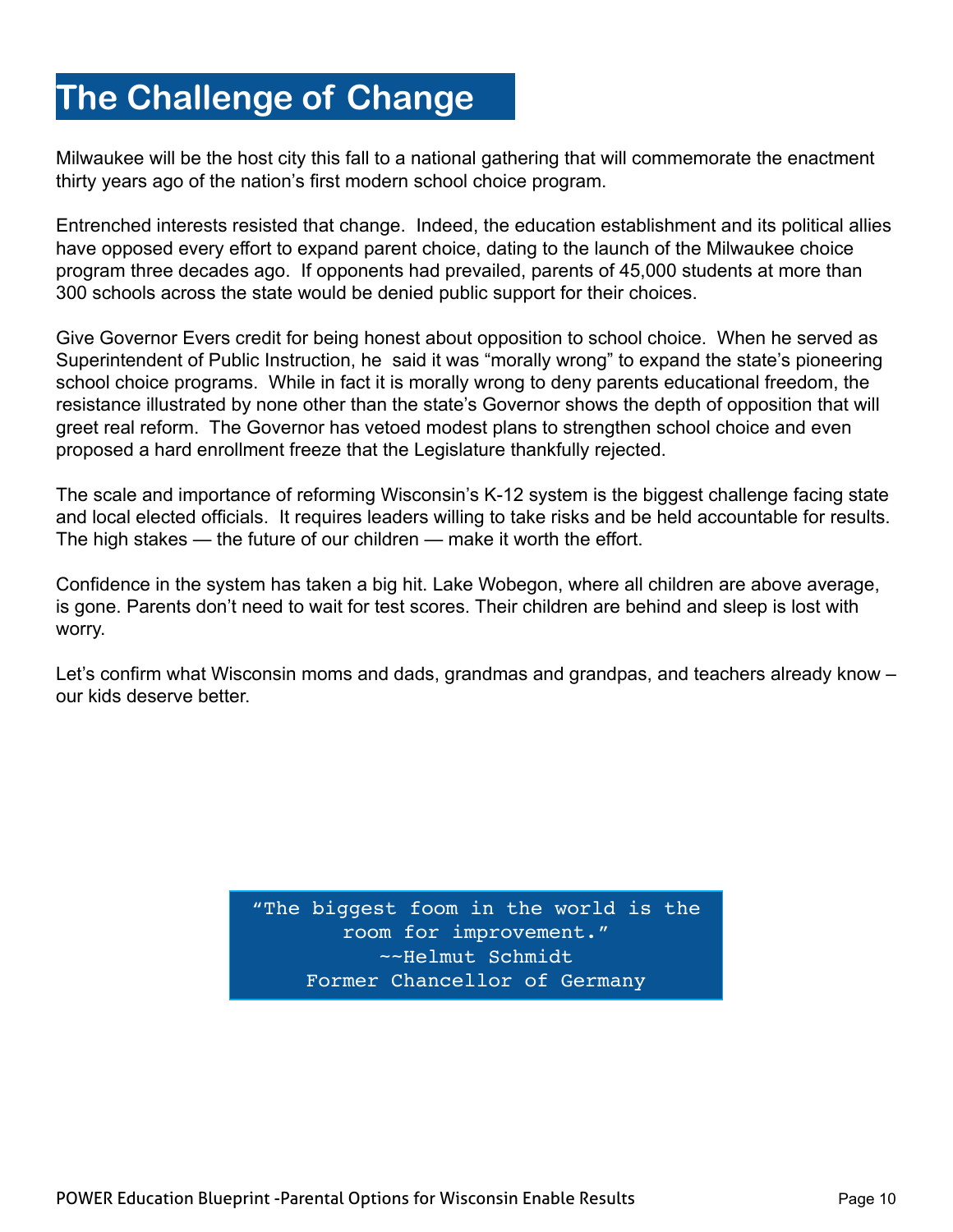# The Challenge of Change

Milwaukee will be the host city this fall to a national gathering that will commemorate the enactment thirty years ago of the nation's first modern school choice program.

Entrenched interests resisted that change. Indeed, the education establishment and its political allies have opposed every effort to expand parent choice, dating to the launch of the Milwaukee choice program three decades ago. If opponents had prevailed, parents of 45,000 students at more than 300 schools across the state would be denied public support for their choices.

Give Governor Evers credit for being honest about opposition to school choice. When he served as Superintendent of Public Instruction, he said it was "morally wrong" to expand the state's pioneering school choice programs. While in fact it is morally wrong to deny parents educational freedom, the resistance illustrated by none other than the state's Governor shows the depth of opposition that will greet real reform. The Governor has vetoed modest plans to strengthen school choice and even proposed a hard enrollment freeze that the Legislature thankfully rejected.

The scale and importance of reforming Wisconsin's K-12 system is the biggest challenge facing state and local elected officials. It requires leaders willing to take risks and be held accountable for results. The high stakes — the future of our children — make it worth the effort.

Confidence in the system has taken a big hit. Lake Wobegon, where all children are above average, is gone. Parents don't need to wait for test scores. Their children are behind and sleep is lost with worry.

Let's confirm what Wisconsin moms and dads, grandmas and grandpas, and teachers already know – our kids deserve better.

> "The biggest foom in the world is the room for improvement."
> ~~Helmut Schmidt
> Former Chancellor of Germany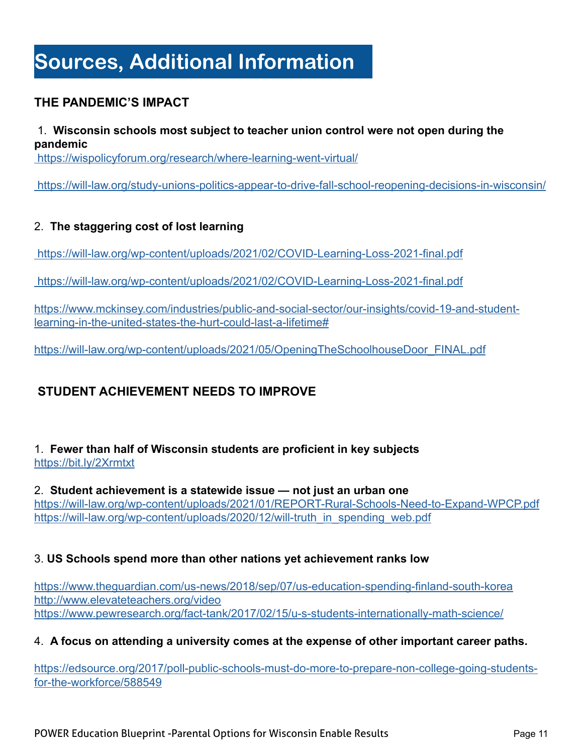# Sources, Additional Information

## THE PANDEMIC'S IMPACT

1. **Wisconsin schools most subject to teacher union control were not open during the pandemic**

https://wispolicyforum.org/research/where-learning-went-virtual/

https://will-law.org/study-unions-politics-appear-to-drive-fall-school-reopening-decisions-in-wisconsin/

2. **The staggering cost of lost learning**

https://will-law.org/wp-content/uploads/2021/02/COVID-Learning-Loss-2021-final.pdf

https://will-law.org/wp-content/uploads/2021/02/COVID-Learning-Loss-2021-final.pdf

https://www.mckinsey.com/industries/public-and-social-sector/our-insights/covid-19-and-student-learning-in-the-united-states-the-hurt-could-last-a-lifetime#

https://will-law.org/wp-content/uploads/2021/05/OpeningTheSchoolhouseDoor_FINAL.pdf

## STUDENT ACHIEVEMENT NEEDS TO IMPROVE

1. **Fewer than half of Wisconsin students are proficient in key subjects**
https://bit.ly/2Xrmtxt

2. **Student achievement is a statewide issue — not just an urban one**
https://will-law.org/wp-content/uploads/2021/01/REPORT-Rural-Schools-Need-to-Expand-WPCP.pdf
https://will-law.org/wp-content/uploads/2020/12/will-truth_in_spending_web.pdf

3. **US Schools spend more than other nations yet achievement ranks low**

https://www.theguardian.com/us-news/2018/sep/07/us-education-spending-finland-south-korea
http://www.elevateteachers.org/video
https://www.pewresearch.org/fact-tank/2017/02/15/u-s-students-internationally-math-science/

4. **A focus on attending a university comes at the expense of other important career paths.**

https://edsource.org/2017/poll-public-schools-must-do-more-to-prepare-non-college-going-students-for-the-workforce/588549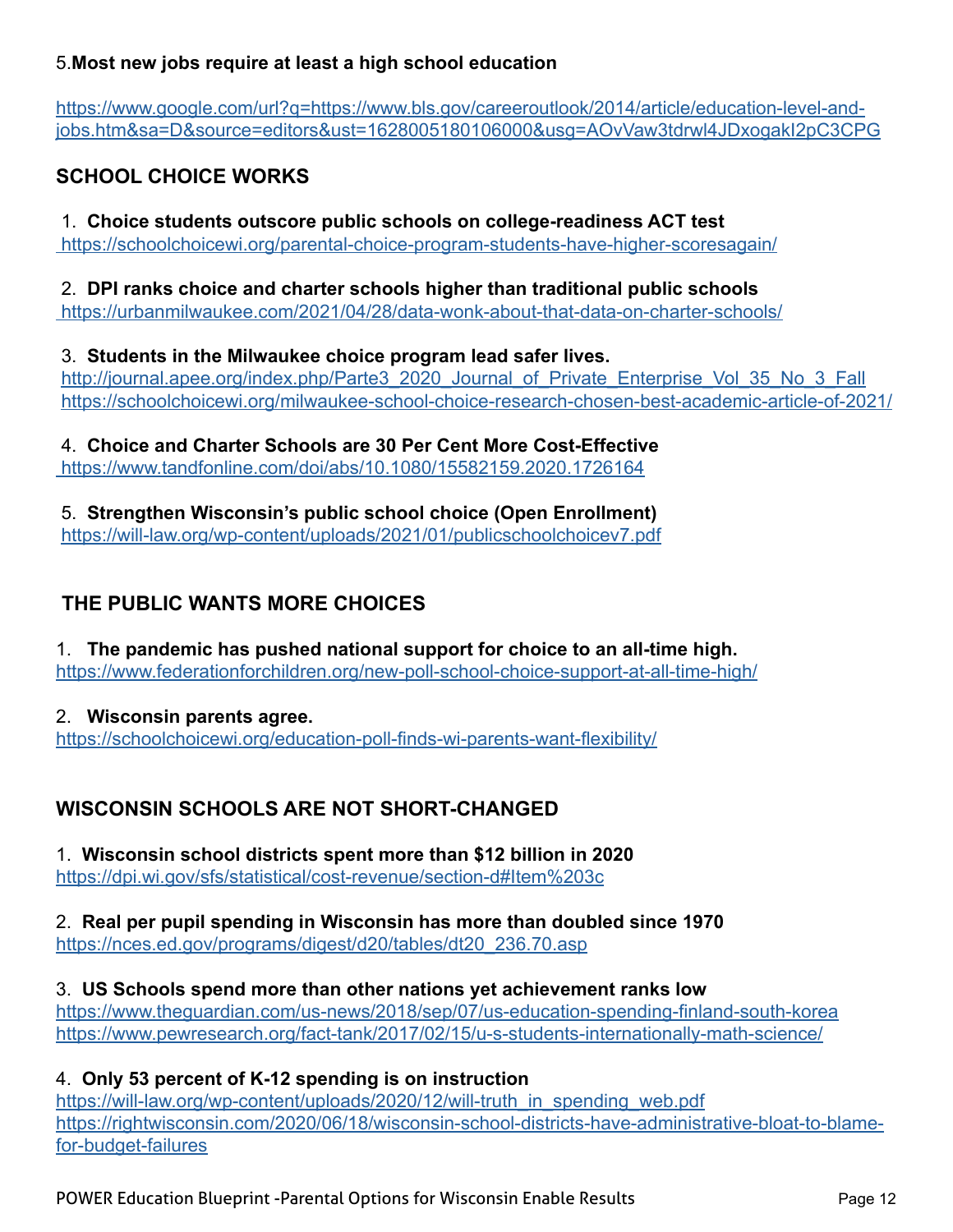5. **Most new jobs require at least a high school education**

https://www.google.com/url?q=https://www.bls.gov/careeroutlook/2014/article/education-level-and-jobs.htm&sa=D&source=editors&ust=1628005180106000&usg=AOvVaw3tdrwl4JDxogakI2pC3CPG

## SCHOOL CHOICE WORKS

1. **Choice students outscore public schools on college-readiness ACT test**
https://schoolchoicewi.org/parental-choice-program-students-have-higher-scoresagain/

2. **DPI ranks choice and charter schools higher than traditional public schools**
https://urbanmilwaukee.com/2021/04/28/data-wonk-about-that-data-on-charter-schools/

3. **Students in the Milwaukee choice program lead safer lives.**
http://journal.apee.org/index.php/Parte3_2020_Journal_of_Private_Enterprise_Vol_35_No_3_Fall
https://schoolchoicewi.org/milwaukee-school-choice-research-chosen-best-academic-article-of-2021/

4. **Choice and Charter Schools are 30 Per Cent More Cost-Effective**
https://www.tandfonline.com/doi/abs/10.1080/15582159.2020.1726164

5. **Strengthen Wisconsin's public school choice (Open Enrollment)**
https://will-law.org/wp-content/uploads/2021/01/publicschoolchoicev7.pdf

## THE PUBLIC WANTS MORE CHOICES

1. **The pandemic has pushed national support for choice to an all-time high.**
https://www.federationforchildren.org/new-poll-school-choice-support-at-all-time-high/

2. **Wisconsin parents agree.**
https://schoolchoicewi.org/education-poll-finds-wi-parents-want-flexibility/

## WISCONSIN SCHOOLS ARE NOT SHORT-CHANGED

1. **Wisconsin school districts spent more than $12 billion in 2020**
https://dpi.wi.gov/sfs/statistical/cost-revenue/section-d#Item%203c

2. **Real per pupil spending in Wisconsin has more than doubled since 1970**
https://nces.ed.gov/programs/digest/d20/tables/dt20_236.70.asp

3. **US Schools spend more than other nations yet achievement ranks low**
https://www.theguardian.com/us-news/2018/sep/07/us-education-spending-finland-south-korea
https://www.pewresearch.org/fact-tank/2017/02/15/u-s-students-internationally-math-science/

4. **Only 53 percent of K-12 spending is on instruction**
https://will-law.org/wp-content/uploads/2020/12/will-truth_in_spending_web.pdf
https://rightwisconsin.com/2020/06/18/wisconsin-school-districts-have-administrative-bloat-to-blame-for-budget-failures